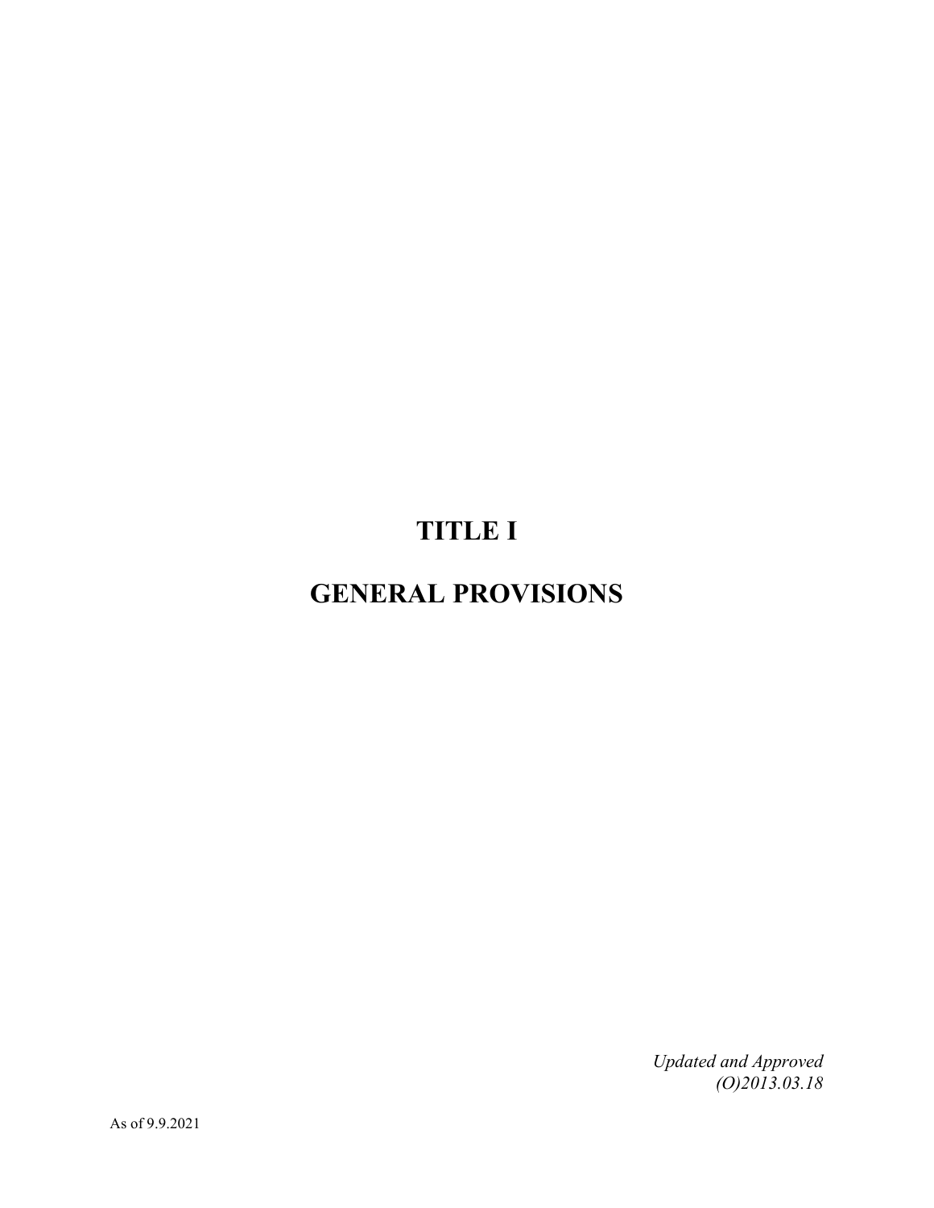# TITLE I

# GENERAL PROVISIONS

*Updated and Approved*
*(O)2013.03.18*

As of 9.9.2021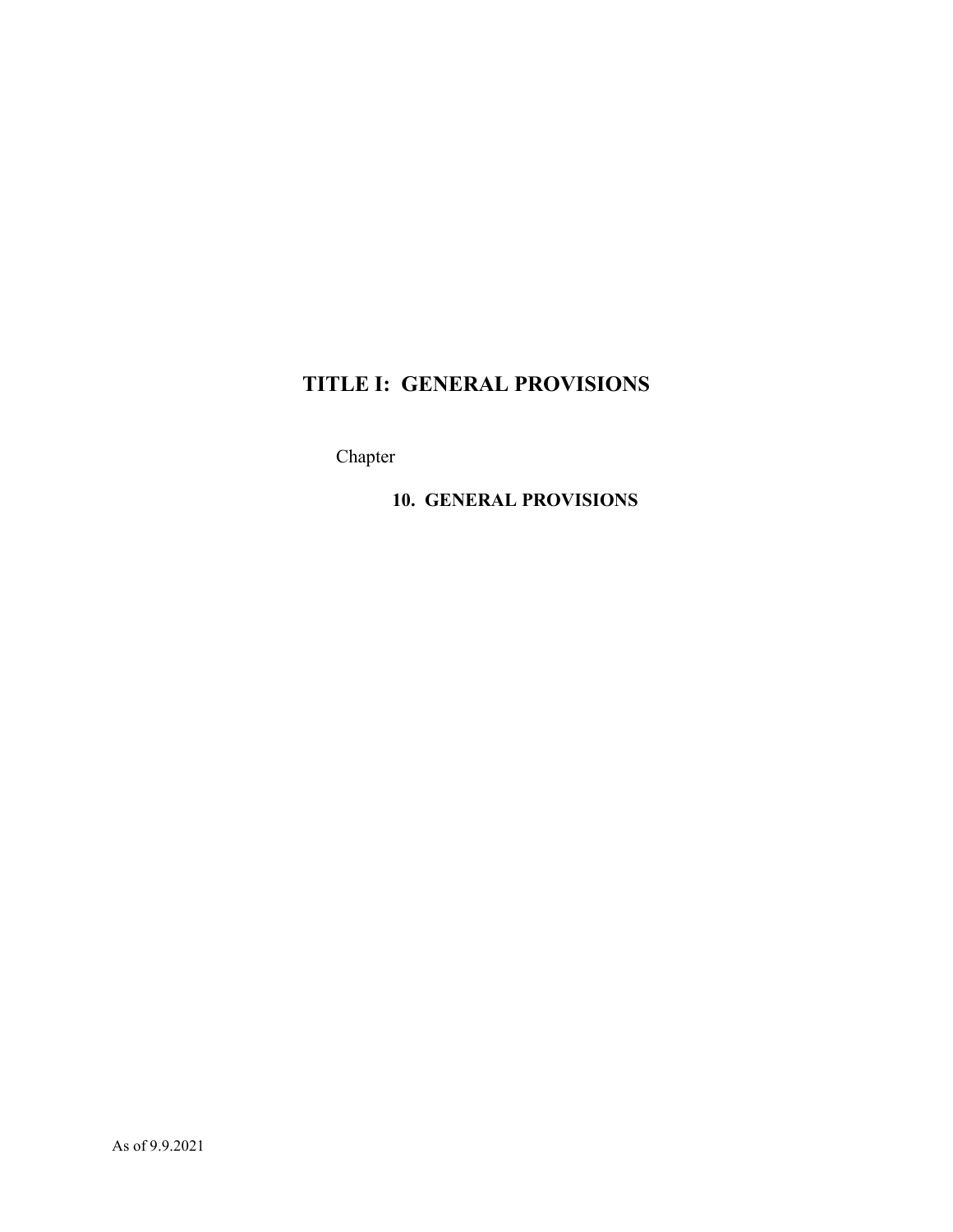# TITLE I: GENERAL PROVISIONS

Chapter

**10. GENERAL PROVISIONS**

As of 9.9.2021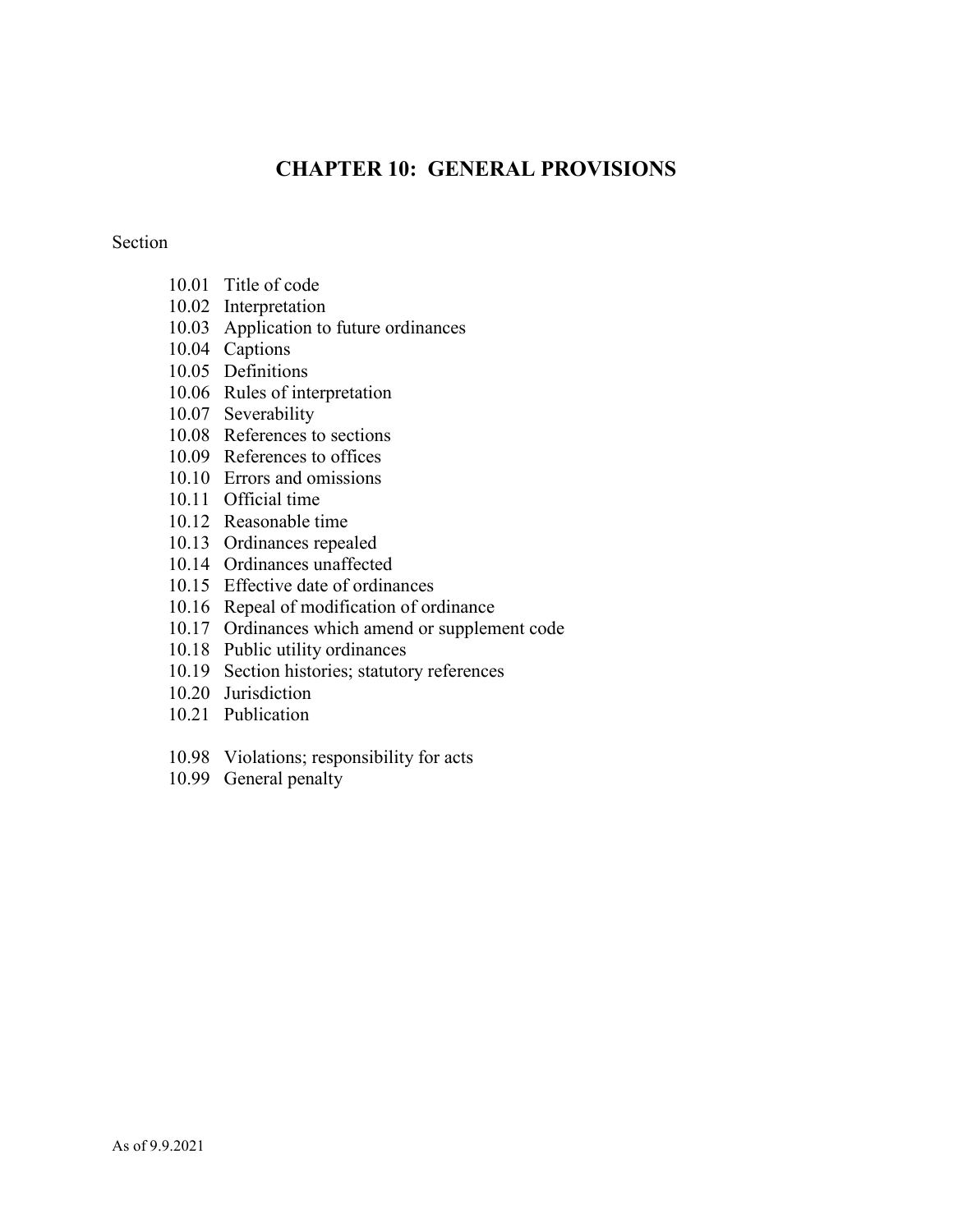# CHAPTER 10: GENERAL PROVISIONS

Section

10.01 Title of code
10.02 Interpretation
10.03 Application to future ordinances
10.04 Captions
10.05 Definitions
10.06 Rules of interpretation
10.07 Severability
10.08 References to sections
10.09 References to offices
10.10 Errors and omissions
10.11 Official time
10.12 Reasonable time
10.13 Ordinances repealed
10.14 Ordinances unaffected
10.15 Effective date of ordinances
10.16 Repeal of modification of ordinance
10.17 Ordinances which amend or supplement code
10.18 Public utility ordinances
10.19 Section histories; statutory references
10.20 Jurisdiction
10.21 Publication

10.98 Violations; responsibility for acts
10.99 General penalty

As of 9.9.2021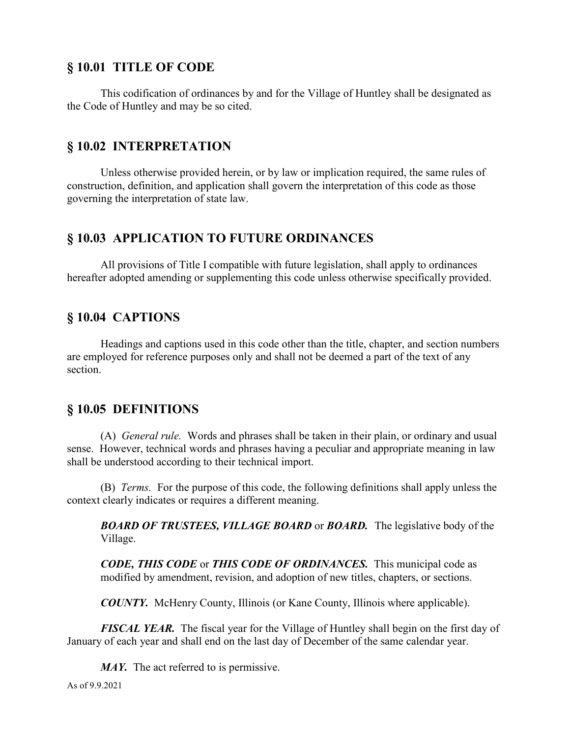## § 10.01 TITLE OF CODE

This codification of ordinances by and for the Village of Huntley shall be designated as the Code of Huntley and may be so cited.

## § 10.02 INTERPRETATION

Unless otherwise provided herein, or by law or implication required, the same rules of construction, definition, and application shall govern the interpretation of this code as those governing the interpretation of state law.

## § 10.03 APPLICATION TO FUTURE ORDINANCES

All provisions of Title I compatible with future legislation, shall apply to ordinances hereafter adopted amending or supplementing this code unless otherwise specifically provided.

## § 10.04 CAPTIONS

Headings and captions used in this code other than the title, chapter, and section numbers are employed for reference purposes only and shall not be deemed a part of the text of any section.

## § 10.05 DEFINITIONS

(A) *General rule.* Words and phrases shall be taken in their plain, or ordinary and usual sense. However, technical words and phrases having a peculiar and appropriate meaning in law shall be understood according to their technical import.

(B) *Terms.* For the purpose of this code, the following definitions shall apply unless the context clearly indicates or requires a different meaning.

***BOARD OF TRUSTEES, VILLAGE BOARD*** or ***BOARD.*** The legislative body of the Village.

***CODE, THIS CODE*** or ***THIS CODE OF ORDINANCES.*** This municipal code as modified by amendment, revision, and adoption of new titles, chapters, or sections.

***COUNTY.*** McHenry County, Illinois (or Kane County, Illinois where applicable).

***FISCAL YEAR.*** The fiscal year for the Village of Huntley shall begin on the first day of January of each year and shall end on the last day of December of the same calendar year.

***MAY.*** The act referred to is permissive.

As of 9.9.2021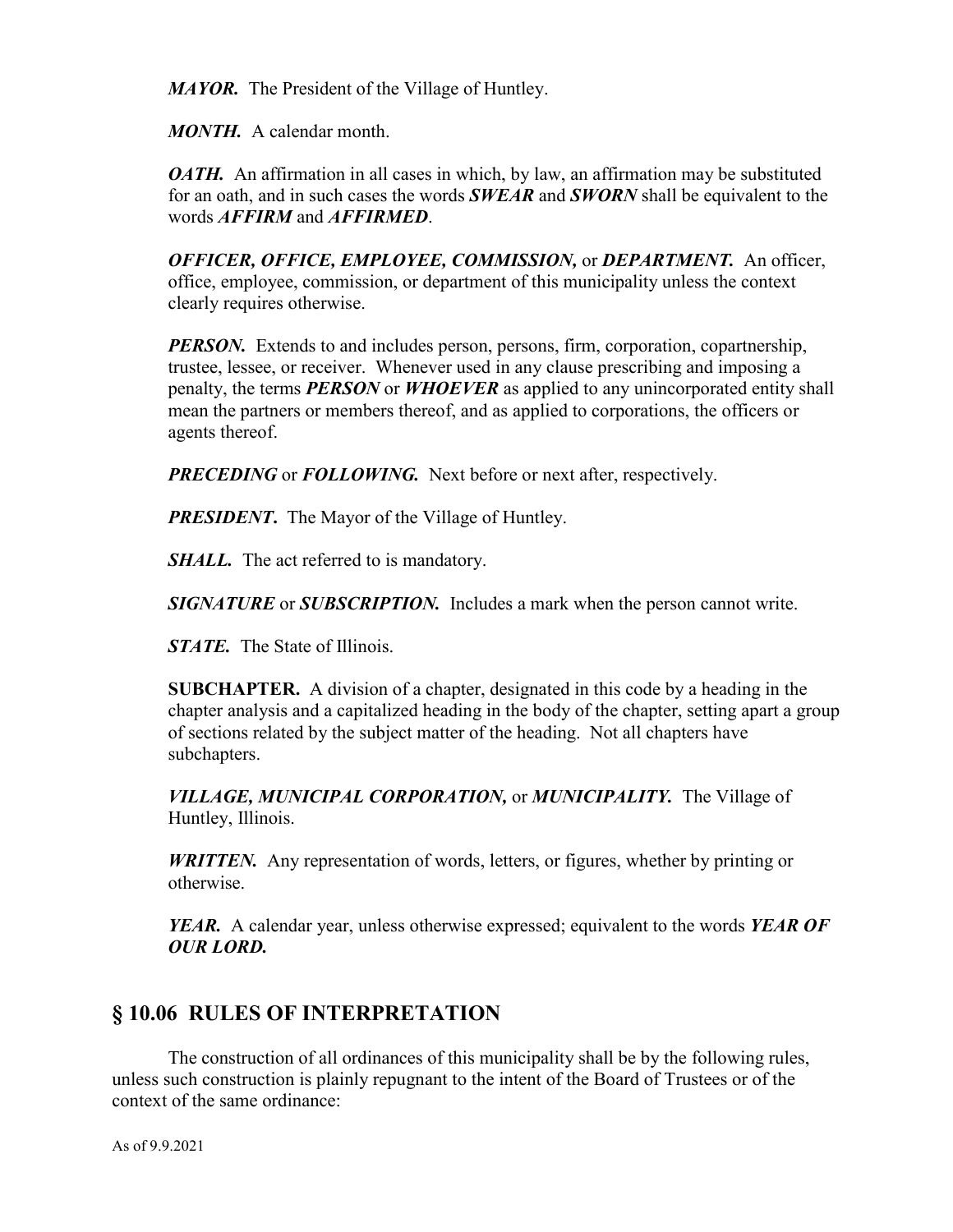***MAYOR.*** The President of the Village of Huntley.

***MONTH.*** A calendar month.

***OATH.*** An affirmation in all cases in which, by law, an affirmation may be substituted for an oath, and in such cases the words ***SWEAR*** and ***SWORN*** shall be equivalent to the words ***AFFIRM*** and ***AFFIRMED***.

***OFFICER, OFFICE, EMPLOYEE, COMMISSION,*** or ***DEPARTMENT.*** An officer, office, employee, commission, or department of this municipality unless the context clearly requires otherwise.

***PERSON.*** Extends to and includes person, persons, firm, corporation, copartnership, trustee, lessee, or receiver. Whenever used in any clause prescribing and imposing a penalty, the terms ***PERSON*** or ***WHOEVER*** as applied to any unincorporated entity shall mean the partners or members thereof, and as applied to corporations, the officers or agents thereof.

***PRECEDING*** or ***FOLLOWING.*** Next before or next after, respectively.

***PRESIDENT***. The Mayor of the Village of Huntley.

***SHALL.*** The act referred to is mandatory.

***SIGNATURE*** or ***SUBSCRIPTION.*** Includes a mark when the person cannot write.

***STATE.*** The State of Illinois.

**SUBCHAPTER.** A division of a chapter, designated in this code by a heading in the chapter analysis and a capitalized heading in the body of the chapter, setting apart a group of sections related by the subject matter of the heading. Not all chapters have subchapters.

***VILLAGE, MUNICIPAL CORPORATION,*** or ***MUNICIPALITY.*** The Village of Huntley, Illinois.

***WRITTEN.*** Any representation of words, letters, or figures, whether by printing or otherwise.

***YEAR.*** A calendar year, unless otherwise expressed; equivalent to the words ***YEAR OF OUR LORD.***

## § 10.06 RULES OF INTERPRETATION

The construction of all ordinances of this municipality shall be by the following rules, unless such construction is plainly repugnant to the intent of the Board of Trustees or of the context of the same ordinance: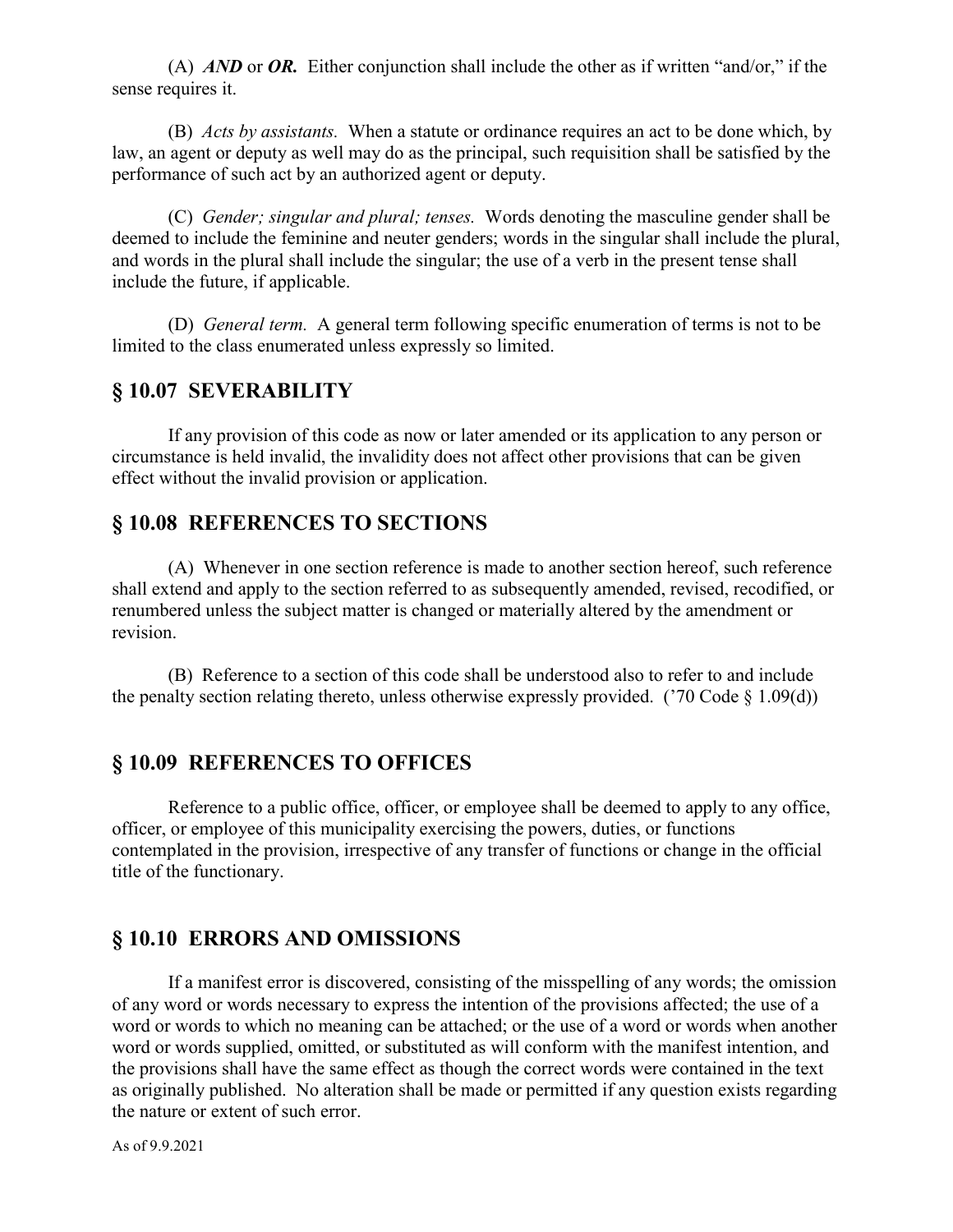(A) ***AND*** or ***OR.*** Either conjunction shall include the other as if written "and/or," if the sense requires it.

(B) *Acts by assistants.* When a statute or ordinance requires an act to be done which, by law, an agent or deputy as well may do as the principal, such requisition shall be satisfied by the performance of such act by an authorized agent or deputy.

(C) *Gender; singular and plural; tenses.* Words denoting the masculine gender shall be deemed to include the feminine and neuter genders; words in the singular shall include the plural, and words in the plural shall include the singular; the use of a verb in the present tense shall include the future, if applicable.

(D) *General term.* A general term following specific enumeration of terms is not to be limited to the class enumerated unless expressly so limited.

## § 10.07 SEVERABILITY

If any provision of this code as now or later amended or its application to any person or circumstance is held invalid, the invalidity does not affect other provisions that can be given effect without the invalid provision or application.

## § 10.08 REFERENCES TO SECTIONS

(A) Whenever in one section reference is made to another section hereof, such reference shall extend and apply to the section referred to as subsequently amended, revised, recodified, or renumbered unless the subject matter is changed or materially altered by the amendment or revision.

(B) Reference to a section of this code shall be understood also to refer to and include the penalty section relating thereto, unless otherwise expressly provided. ('70 Code § 1.09(d))

## § 10.09 REFERENCES TO OFFICES

Reference to a public office, officer, or employee shall be deemed to apply to any office, officer, or employee of this municipality exercising the powers, duties, or functions contemplated in the provision, irrespective of any transfer of functions or change in the official title of the functionary.

## § 10.10 ERRORS AND OMISSIONS

If a manifest error is discovered, consisting of the misspelling of any words; the omission of any word or words necessary to express the intention of the provisions affected; the use of a word or words to which no meaning can be attached; or the use of a word or words when another word or words supplied, omitted, or substituted as will conform with the manifest intention, and the provisions shall have the same effect as though the correct words were contained in the text as originally published. No alteration shall be made or permitted if any question exists regarding the nature or extent of such error.

As of 9.9.2021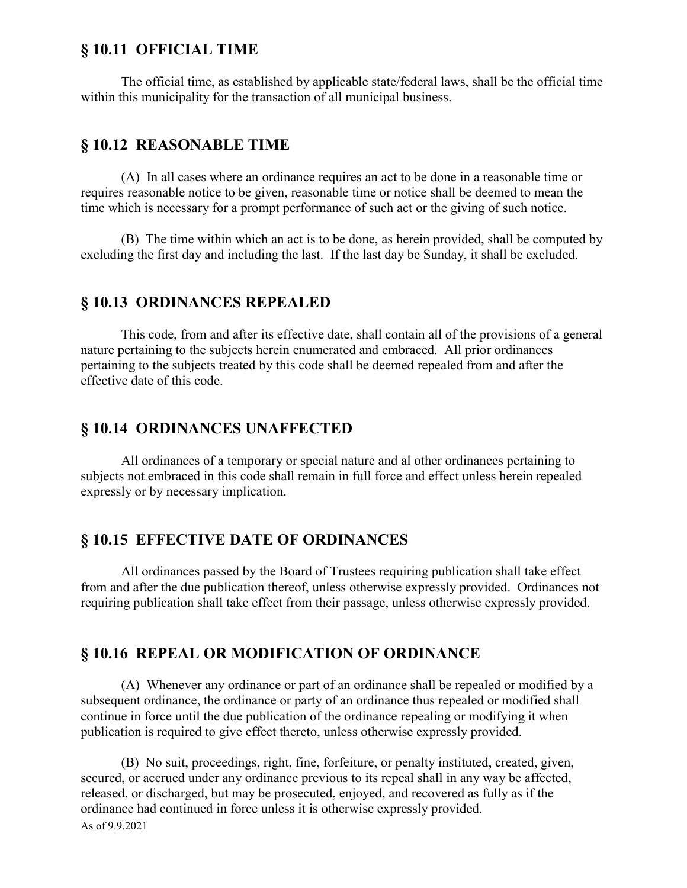## § 10.11 OFFICIAL TIME

The official time, as established by applicable state/federal laws, shall be the official time within this municipality for the transaction of all municipal business.

## § 10.12 REASONABLE TIME

(A) In all cases where an ordinance requires an act to be done in a reasonable time or requires reasonable notice to be given, reasonable time or notice shall be deemed to mean the time which is necessary for a prompt performance of such act or the giving of such notice.

(B) The time within which an act is to be done, as herein provided, shall be computed by excluding the first day and including the last. If the last day be Sunday, it shall be excluded.

## § 10.13 ORDINANCES REPEALED

This code, from and after its effective date, shall contain all of the provisions of a general nature pertaining to the subjects herein enumerated and embraced. All prior ordinances pertaining to the subjects treated by this code shall be deemed repealed from and after the effective date of this code.

## § 10.14 ORDINANCES UNAFFECTED

All ordinances of a temporary or special nature and al other ordinances pertaining to subjects not embraced in this code shall remain in full force and effect unless herein repealed expressly or by necessary implication.

## § 10.15 EFFECTIVE DATE OF ORDINANCES

All ordinances passed by the Board of Trustees requiring publication shall take effect from and after the due publication thereof, unless otherwise expressly provided. Ordinances not requiring publication shall take effect from their passage, unless otherwise expressly provided.

## § 10.16 REPEAL OR MODIFICATION OF ORDINANCE

(A) Whenever any ordinance or part of an ordinance shall be repealed or modified by a subsequent ordinance, the ordinance or party of an ordinance thus repealed or modified shall continue in force until the due publication of the ordinance repealing or modifying it when publication is required to give effect thereto, unless otherwise expressly provided.

(B) No suit, proceedings, right, fine, forfeiture, or penalty instituted, created, given, secured, or accrued under any ordinance previous to its repeal shall in any way be affected, released, or discharged, but may be prosecuted, enjoyed, and recovered as fully as if the ordinance had continued in force unless it is otherwise expressly provided.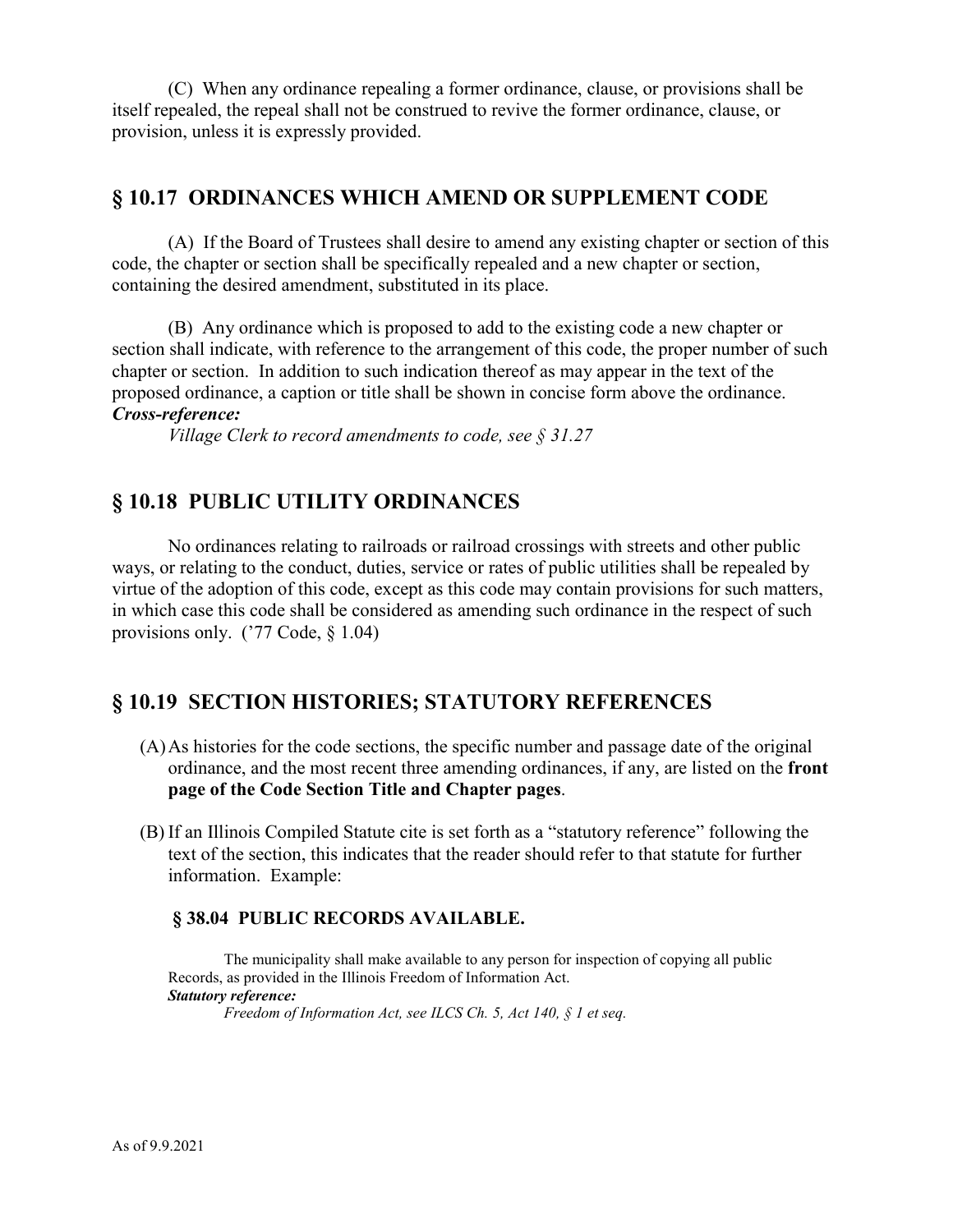(C) When any ordinance repealing a former ordinance, clause, or provisions shall be itself repealed, the repeal shall not be construed to revive the former ordinance, clause, or provision, unless it is expressly provided.

## § 10.17 ORDINANCES WHICH AMEND OR SUPPLEMENT CODE

(A) If the Board of Trustees shall desire to amend any existing chapter or section of this code, the chapter or section shall be specifically repealed and a new chapter or section, containing the desired amendment, substituted in its place.

(B) Any ordinance which is proposed to add to the existing code a new chapter or section shall indicate, with reference to the arrangement of this code, the proper number of such chapter or section. In addition to such indication thereof as may appear in the text of the proposed ordinance, a caption or title shall be shown in concise form above the ordinance.

***Cross-reference:***

*Village Clerk to record amendments to code, see § 31.27*

## § 10.18 PUBLIC UTILITY ORDINANCES

No ordinances relating to railroads or railroad crossings with streets and other public ways, or relating to the conduct, duties, service or rates of public utilities shall be repealed by virtue of the adoption of this code, except as this code may contain provisions for such matters, in which case this code shall be considered as amending such ordinance in the respect of such provisions only. ('77 Code, § 1.04)

## § 10.19 SECTION HISTORIES; STATUTORY REFERENCES

(A) As histories for the code sections, the specific number and passage date of the original ordinance, and the most recent three amending ordinances, if any, are listed on the **front page of the Code Section Title and Chapter pages**.

(B) If an Illinois Compiled Statute cite is set forth as a "statutory reference" following the text of the section, this indicates that the reader should refer to that statute for further information. Example:

**§ 38.04 PUBLIC RECORDS AVAILABLE.**

The municipality shall make available to any person for inspection of copying all public Records, as provided in the Illinois Freedom of Information Act.

***Statutory reference:***

*Freedom of Information Act, see ILCS Ch. 5, Act 140, § 1 et seq.*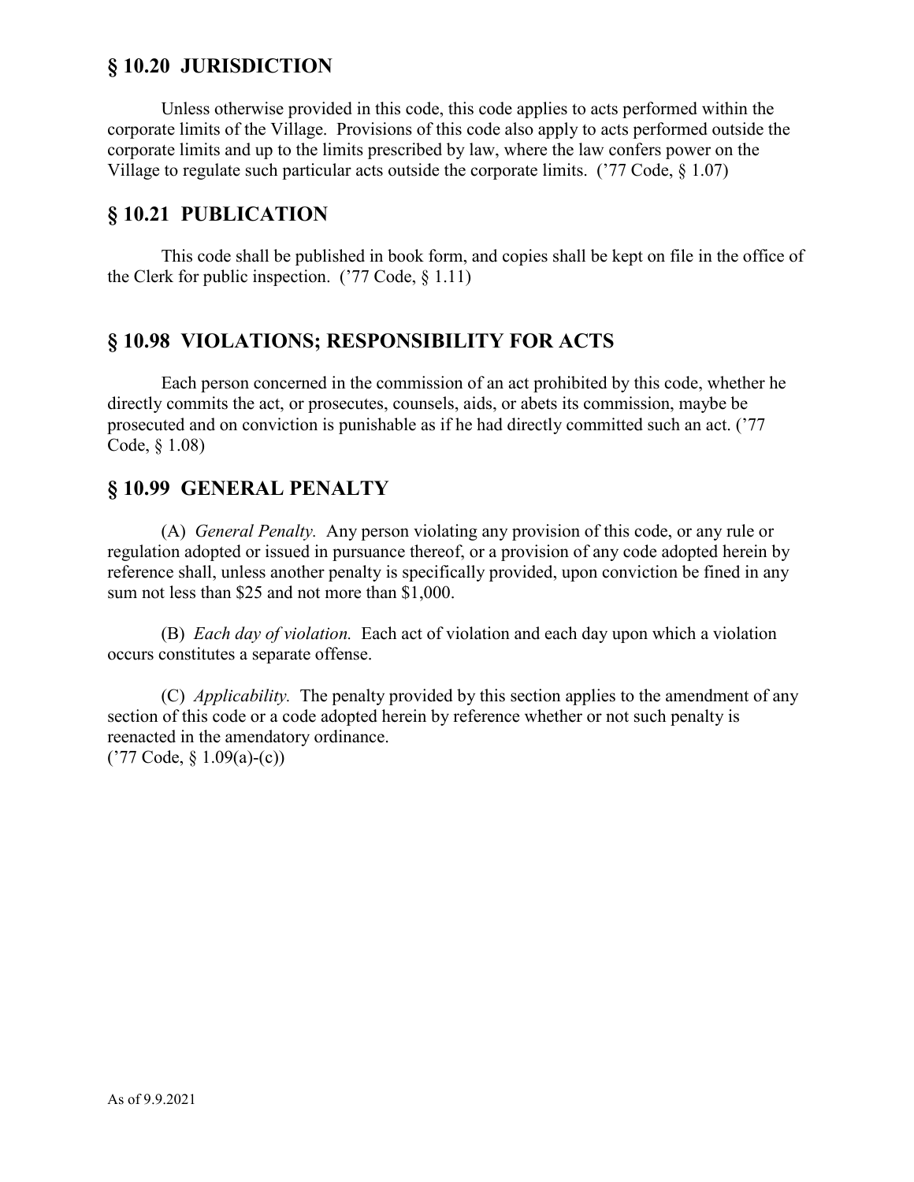## § 10.20 JURISDICTION

Unless otherwise provided in this code, this code applies to acts performed within the corporate limits of the Village. Provisions of this code also apply to acts performed outside the corporate limits and up to the limits prescribed by law, where the law confers power on the Village to regulate such particular acts outside the corporate limits. ('77 Code, § 1.07)

## § 10.21 PUBLICATION

This code shall be published in book form, and copies shall be kept on file in the office of the Clerk for public inspection. ('77 Code, § 1.11)

## § 10.98 VIOLATIONS; RESPONSIBILITY FOR ACTS

Each person concerned in the commission of an act prohibited by this code, whether he directly commits the act, or prosecutes, counsels, aids, or abets its commission, maybe be prosecuted and on conviction is punishable as if he had directly committed such an act. ('77 Code, § 1.08)

## § 10.99 GENERAL PENALTY

(A) *General Penalty.* Any person violating any provision of this code, or any rule or regulation adopted or issued in pursuance thereof, or a provision of any code adopted herein by reference shall, unless another penalty is specifically provided, upon conviction be fined in any sum not less than $25 and not more than $1,000.

(B) *Each day of violation.* Each act of violation and each day upon which a violation occurs constitutes a separate offense.

(C) *Applicability.* The penalty provided by this section applies to the amendment of any section of this code or a code adopted herein by reference whether or not such penalty is reenacted in the amendatory ordinance.
('77 Code, § 1.09(a)-(c))

As of 9.9.2021